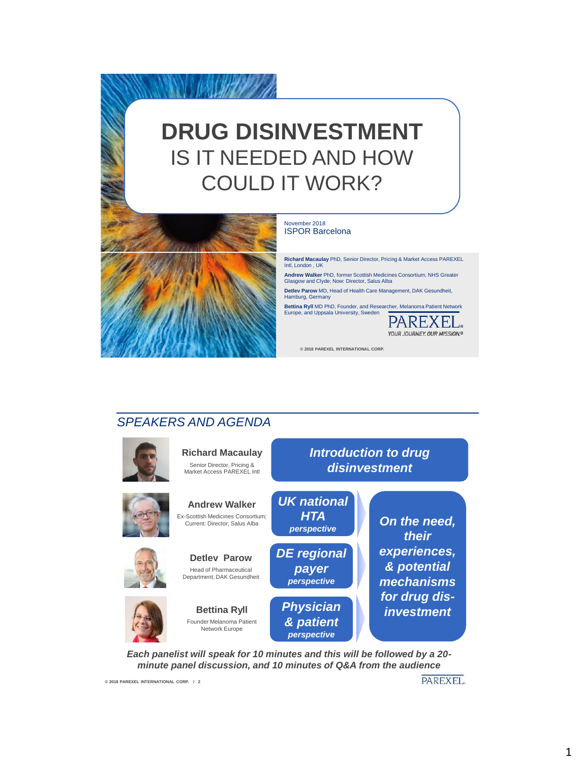# DRUG DISINVESTMENT

## IS IT NEEDED AND HOW COULD IT WORK?

November 2018
ISPOR Barcelona

**Richard Macaulay** PhD, Senior Director, Pricing & Market Access PAREXEL Intl, London , UK

**Andrew Walker** PhD, former Scottish Medicines Consortium, NHS Greater Glasgow and Clyde; Now: Director, Salus Alba

**Detlev Parow** MD, Head of Health Care Management, DAK Gesundheit, Hamburg, Germany

**Bettina Ryll** MD PhD, Founder, and Researcher, Melanoma Patient Network Europe, and Uppsala University, Sweden

PAREXEL. YOUR JOURNEY. OUR MISSION.®

© 2018 PAREXEL INTERNATIONAL CORP.

---

## *SPEAKERS AND AGENDA*

**Richard Macaulay**
Senior Director, Pricing & Market Access PAREXEL Intl

***Introduction to drug disinvestment***

**Andrew Walker**
Ex-Scottish Medicines Consortium; Current: Director, Salus Alba

***UK national HTA perspective***

**Detlev Parow**
Head of Pharmaceutical Department, DAK Gesundheit

***DE regional payer perspective***

**Bettina Ryll**
Founder Melanoma Patient Network Europe

***Physician & patient perspective***

***On the need, their experiences, & potential mechanisms for drug dis-investment***

***Each panelist will speak for 10 minutes and this will be followed by a 20-minute panel discussion, and 10 minutes of Q&A from the audience***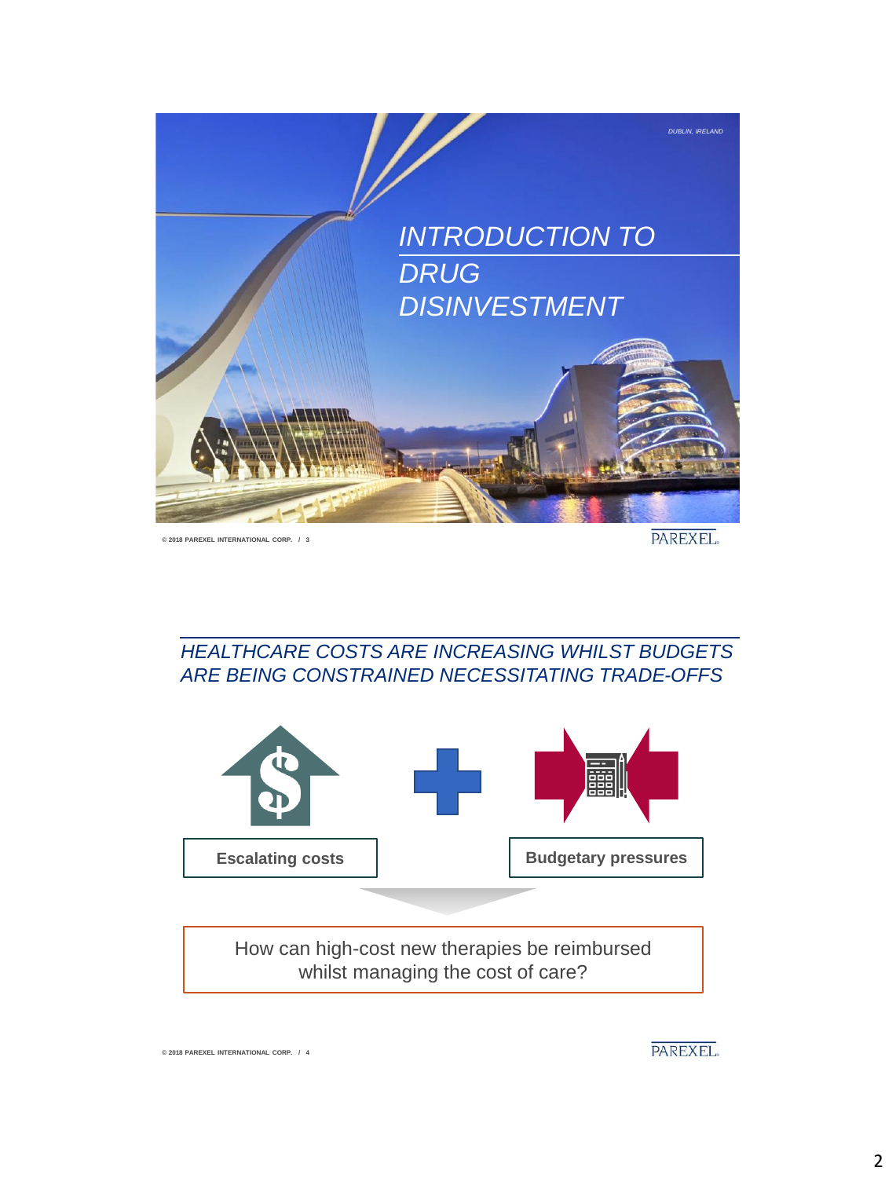DUBLIN, IRELAND

# INTRODUCTION TO DRUG DISINVESTMENT

## HEALTHCARE COSTS ARE INCREASING WHILST BUDGETS ARE BEING CONSTRAINED NECESSITATING TRADE-OFFS

**Escalating costs**

**Budgetary pressures**

How can high-cost new therapies be reimbursed whilst managing the cost of care?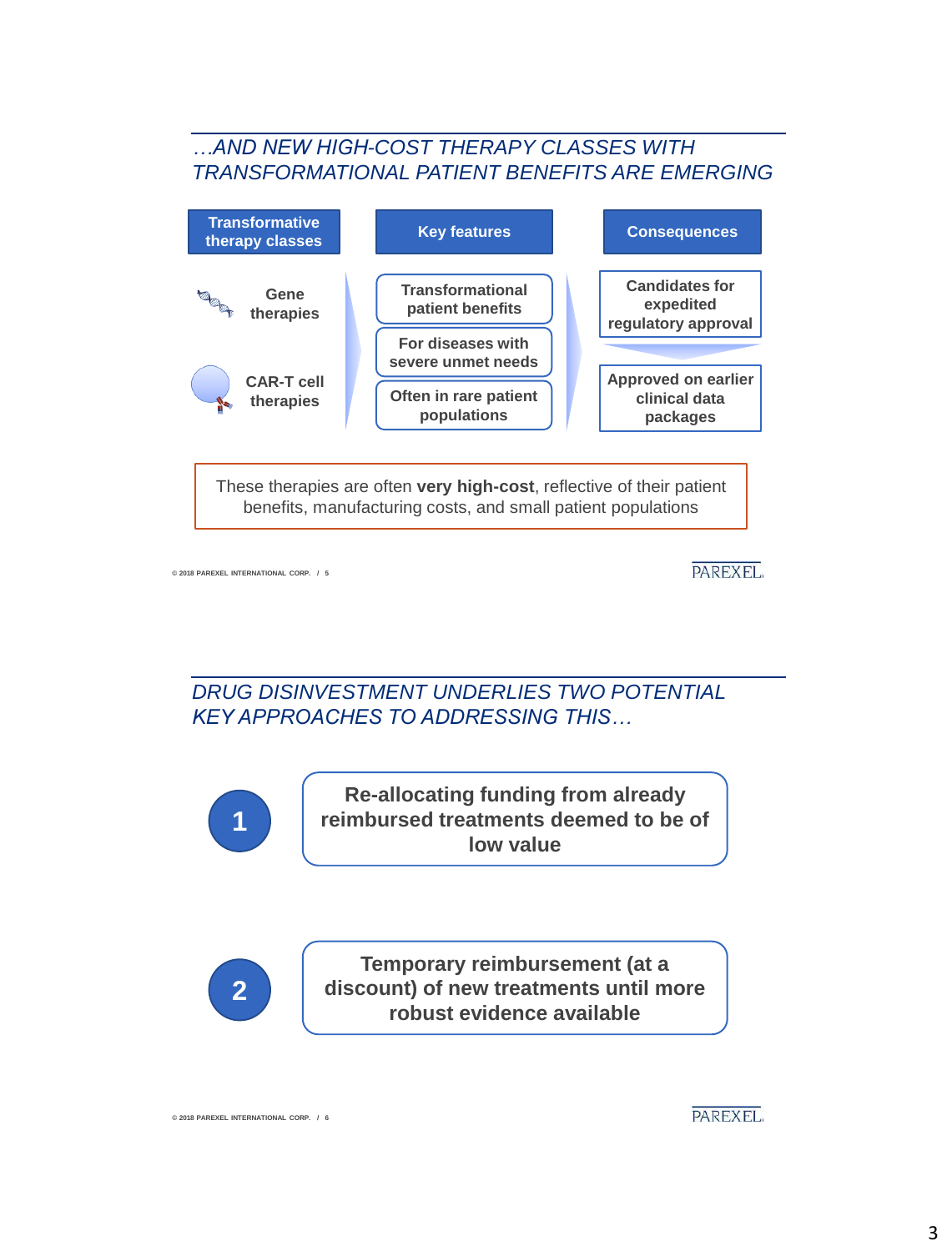## …AND NEW HIGH-COST THERAPY CLASSES WITH TRANSFORMATIONAL PATIENT BENEFITS ARE EMERGING

| Transformative therapy classes | Key features | Consequences |
| --- | --- | --- |
| Gene therapies | Transformational patient benefits | Candidates for expedited regulatory approval |
| CAR-T cell therapies | For diseases with severe unmet needs | Approved on earlier clinical data packages |
| | Often in rare patient populations | |

These therapies are often **very high-cost**, reflective of their patient benefits, manufacturing costs, and small patient populations

© 2018 PAREXEL INTERNATIONAL CORP. / 5

## DRUG DISINVESTMENT UNDERLIES TWO POTENTIAL KEY APPROACHES TO ADDRESSING THIS…

1. Re-allocating funding from already reimbursed treatments deemed to be of low value

2. Temporary reimbursement (at a discount) of new treatments until more robust evidence available

© 2018 PAREXEL INTERNATIONAL CORP. / 6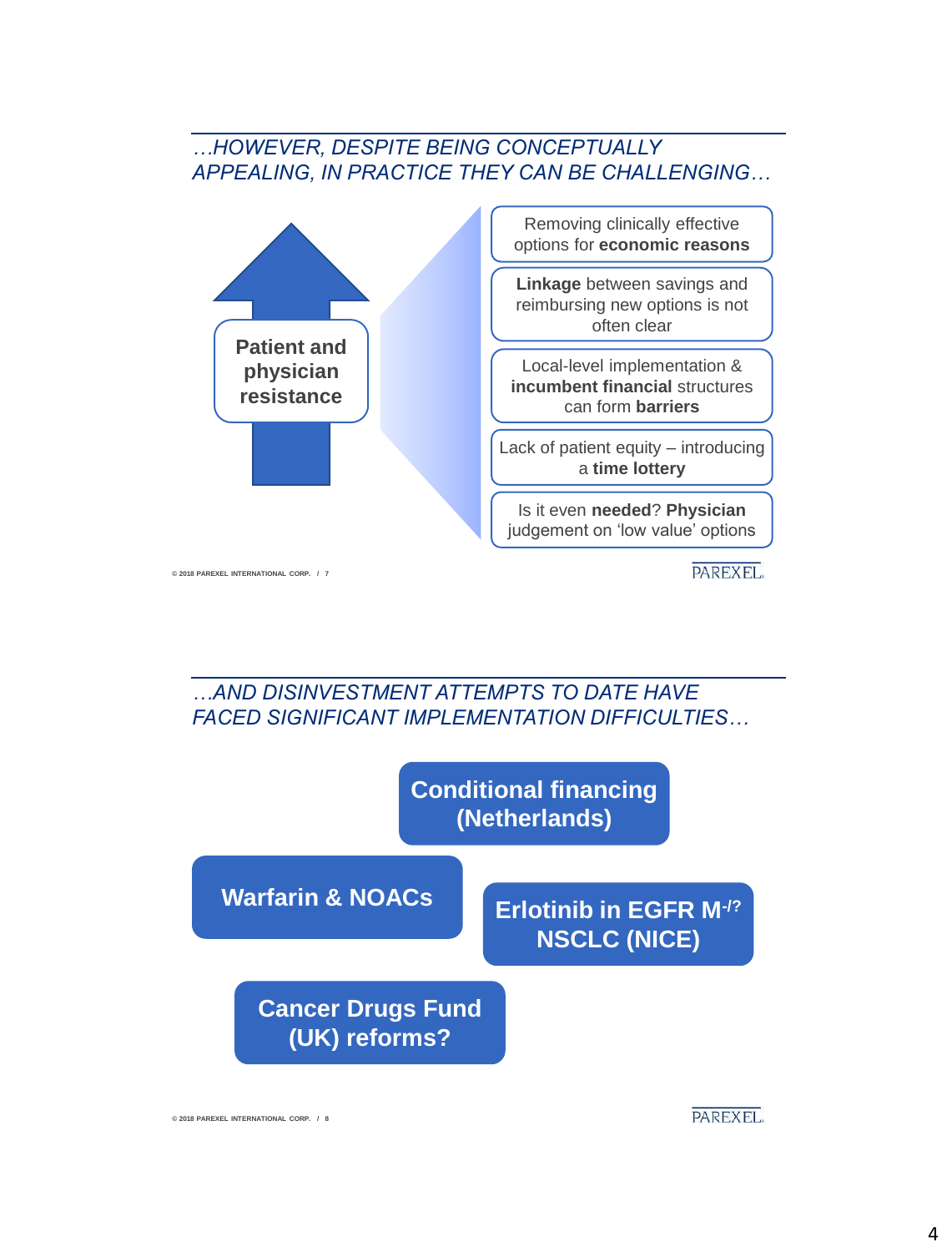## …HOWEVER, DESPITE BEING CONCEPTUALLY APPEALING, IN PRACTICE THEY CAN BE CHALLENGING…

**Patient and physician resistance**

- Removing clinically effective options for **economic reasons**
- **Linkage** between savings and reimbursing new options is not often clear
- Local-level implementation & **incumbent financial** structures can form **barriers**
- Lack of patient equity – introducing a **time lottery**
- Is it even **needed**? **Physician** judgement on 'low value' options

## …AND DISINVESTMENT ATTEMPTS TO DATE HAVE FACED SIGNIFICANT IMPLEMENTATION DIFFICULTIES…

- **Conditional financing (Netherlands)**
- **Warfarin & NOACs**
- **Erlotinib in EGFR M-/? NSCLC (NICE)**
- **Cancer Drugs Fund (UK) reforms?**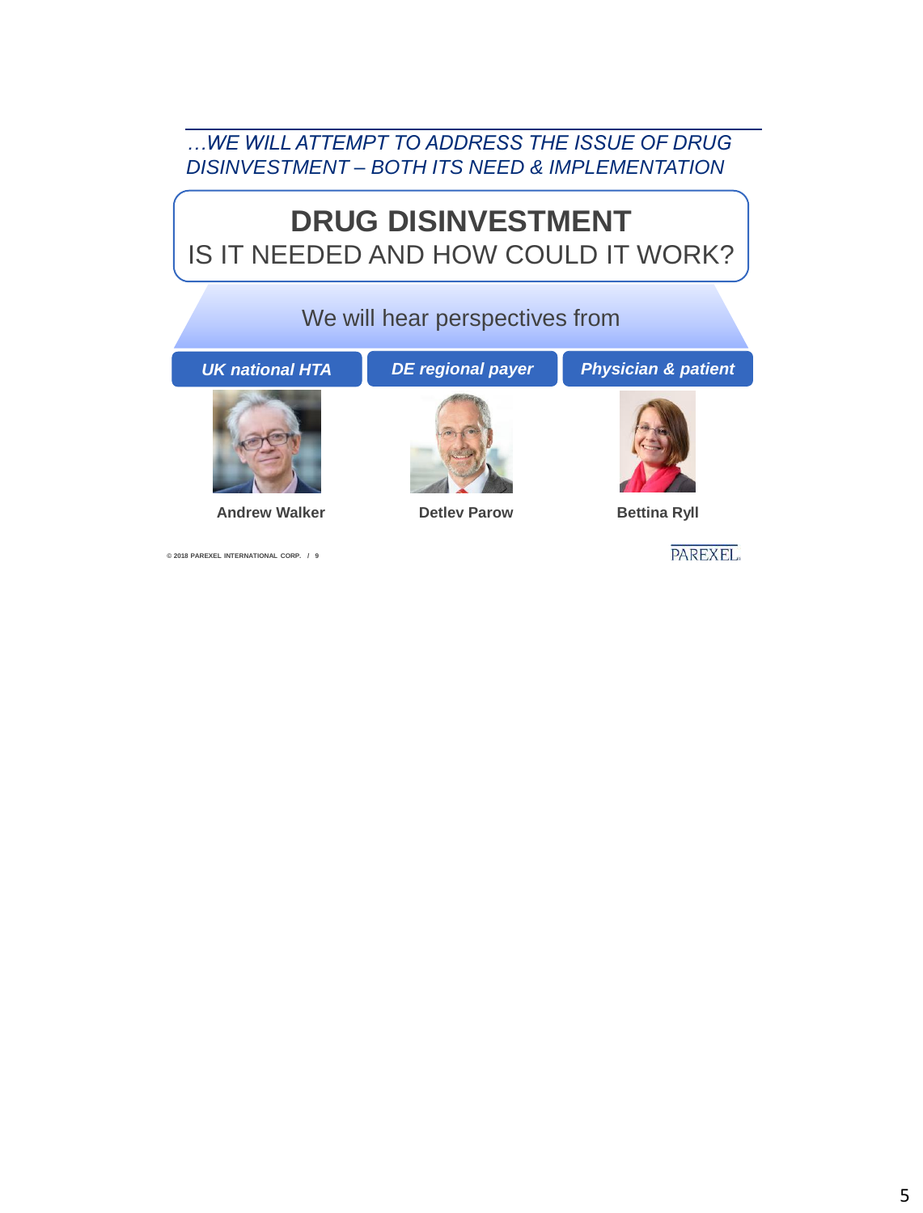*…WE WILL ATTEMPT TO ADDRESS THE ISSUE OF DRUG DISINVESTMENT – BOTH ITS NEED & IMPLEMENTATION*

# DRUG DISINVESTMENT

IS IT NEEDED AND HOW COULD IT WORK?

We will hear perspectives from

***UK national HTA***

**Andrew Walker**

***DE regional payer***

**Detlev Parow**

***Physician & patient***

**Bettina Ryll**

© 2018 PAREXEL INTERNATIONAL CORP. / 9

PAREXEL